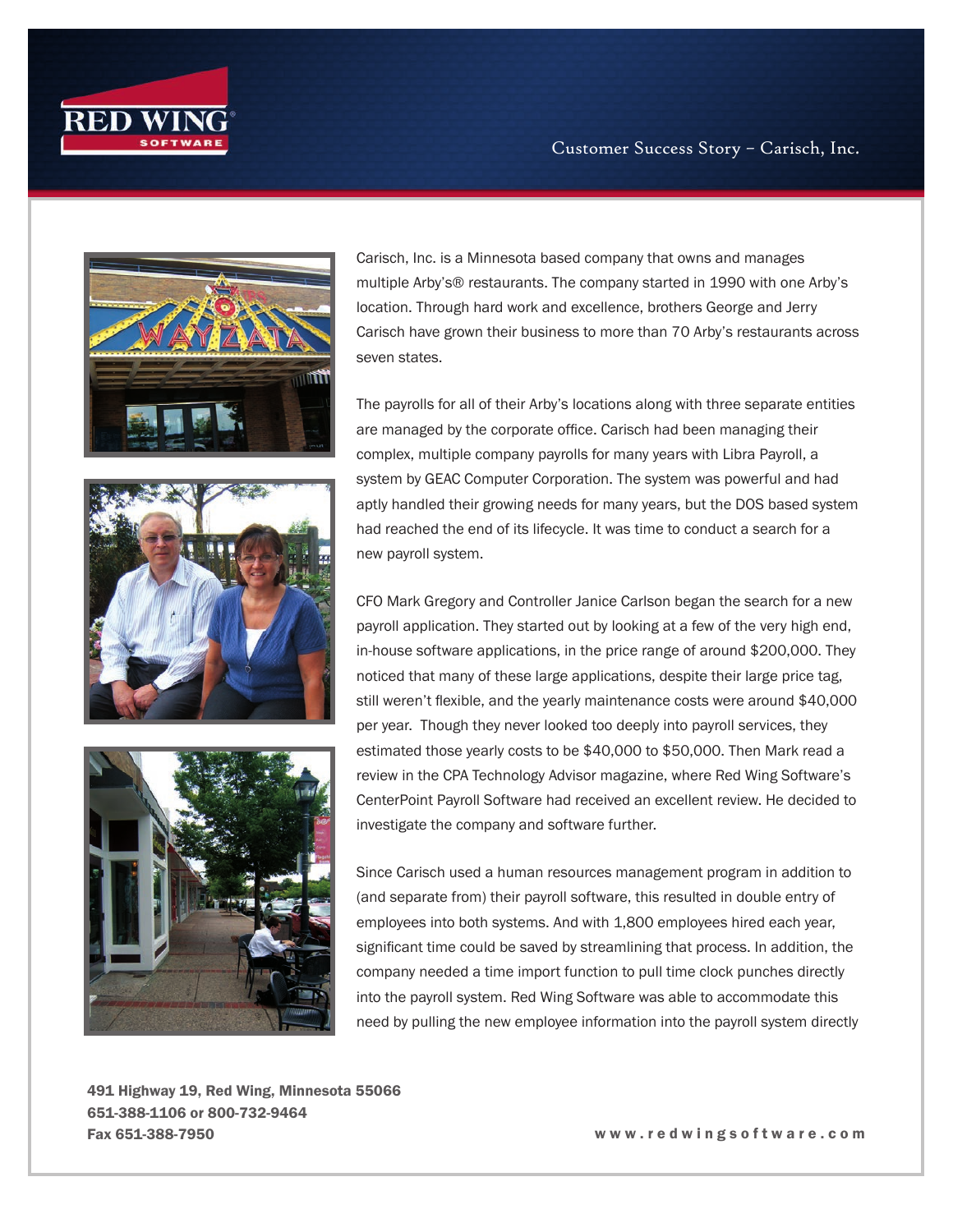Customer Success Story – Carisch, Inc.

Carisch, Inc. is a Minnesota based company that owns and manages multiple Arby's® restaurants. The company started in 1990 with one Arby's location. Through hard work and excellence, brothers George and Jerry Carisch have grown their business to more than 70 Arby's restaurants across seven states.

The payrolls for all of their Arby's locations along with three separate entities are managed by the corporate office. Carisch had been managing their complex, multiple company payrolls for many years with Libra Payroll, a system by GEAC Computer Corporation. The system was powerful and had aptly handled their growing needs for many years, but the DOS based system had reached the end of its lifecycle. It was time to conduct a search for a new payroll system.

CFO Mark Gregory and Controller Janice Carlson began the search for a new payroll application. They started out by looking at a few of the very high end, in-house software applications, in the price range of around $200,000. They noticed that many of these large applications, despite their large price tag, still weren't flexible, and the yearly maintenance costs were around $40,000 per year. Though they never looked too deeply into payroll services, they estimated those yearly costs to be $40,000 to $50,000. Then Mark read a review in the CPA Technology Advisor magazine, where Red Wing Software's CenterPoint Payroll Software had received an excellent review. He decided to investigate the company and software further.

Since Carisch used a human resources management program in addition to (and separate from) their payroll software, this resulted in double entry of employees into both systems. And with 1,800 employees hired each year, significant time could be saved by streamlining that process. In addition, the company needed a time import function to pull time clock punches directly into the payroll system. Red Wing Software was able to accommodate this need by pulling the new employee information into the payroll system directly

**491 Highway 19, Red Wing, Minnesota 55066**
**651-388-1106 or 800-732-9464**
**Fax 651-388-7950**

**www.redwingsoftware.com**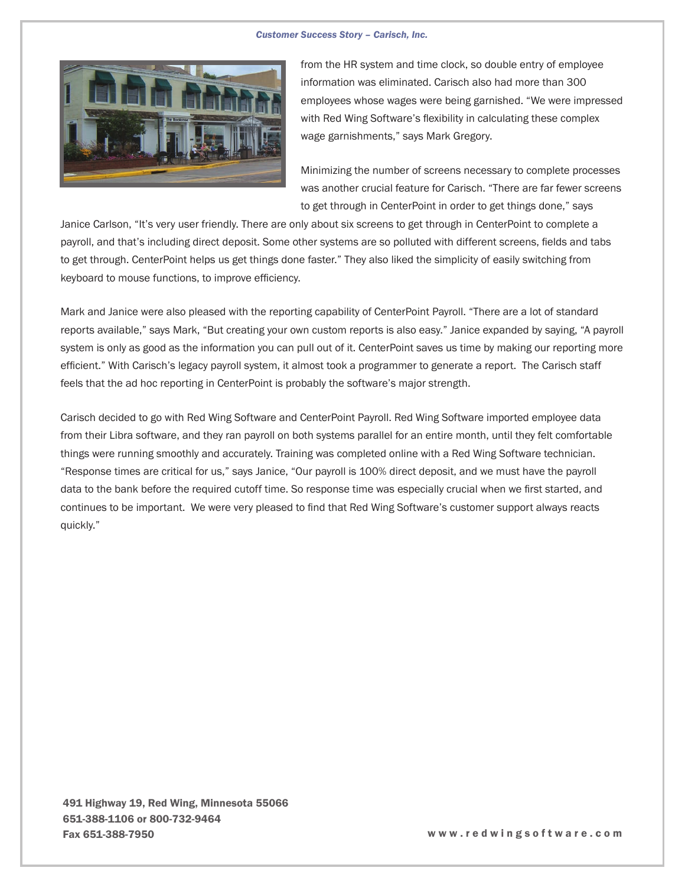from the HR system and time clock, so double entry of employee information was eliminated. Carisch also had more than 300 employees whose wages were being garnished. "We were impressed with Red Wing Software's flexibility in calculating these complex wage garnishments," says Mark Gregory.

Minimizing the number of screens necessary to complete processes was another crucial feature for Carisch. "There are far fewer screens to get through in CenterPoint in order to get things done," says Janice Carlson, "It's very user friendly. There are only about six screens to get through in CenterPoint to complete a payroll, and that's including direct deposit. Some other systems are so polluted with different screens, fields and tabs to get through. CenterPoint helps us get things done faster." They also liked the simplicity of easily switching from keyboard to mouse functions, to improve efficiency.

Mark and Janice were also pleased with the reporting capability of CenterPoint Payroll. "There are a lot of standard reports available," says Mark, "But creating your own custom reports is also easy." Janice expanded by saying, "A payroll system is only as good as the information you can pull out of it. CenterPoint saves us time by making our reporting more efficient." With Carisch's legacy payroll system, it almost took a programmer to generate a report. The Carisch staff feels that the ad hoc reporting in CenterPoint is probably the software's major strength.

Carisch decided to go with Red Wing Software and CenterPoint Payroll. Red Wing Software imported employee data from their Libra software, and they ran payroll on both systems parallel for an entire month, until they felt comfortable things were running smoothly and accurately. Training was completed online with a Red Wing Software technician. "Response times are critical for us," says Janice, "Our payroll is 100% direct deposit, and we must have the payroll data to the bank before the required cutoff time. So response time was especially crucial when we first started, and continues to be important. We were very pleased to find that Red Wing Software's customer support always reacts quickly."

**491 Highway 19, Red Wing, Minnesota 55066**
**651-388-1106 or 800-732-9464**
**Fax 651-388-7950**

**www.redwingsoftware.com**